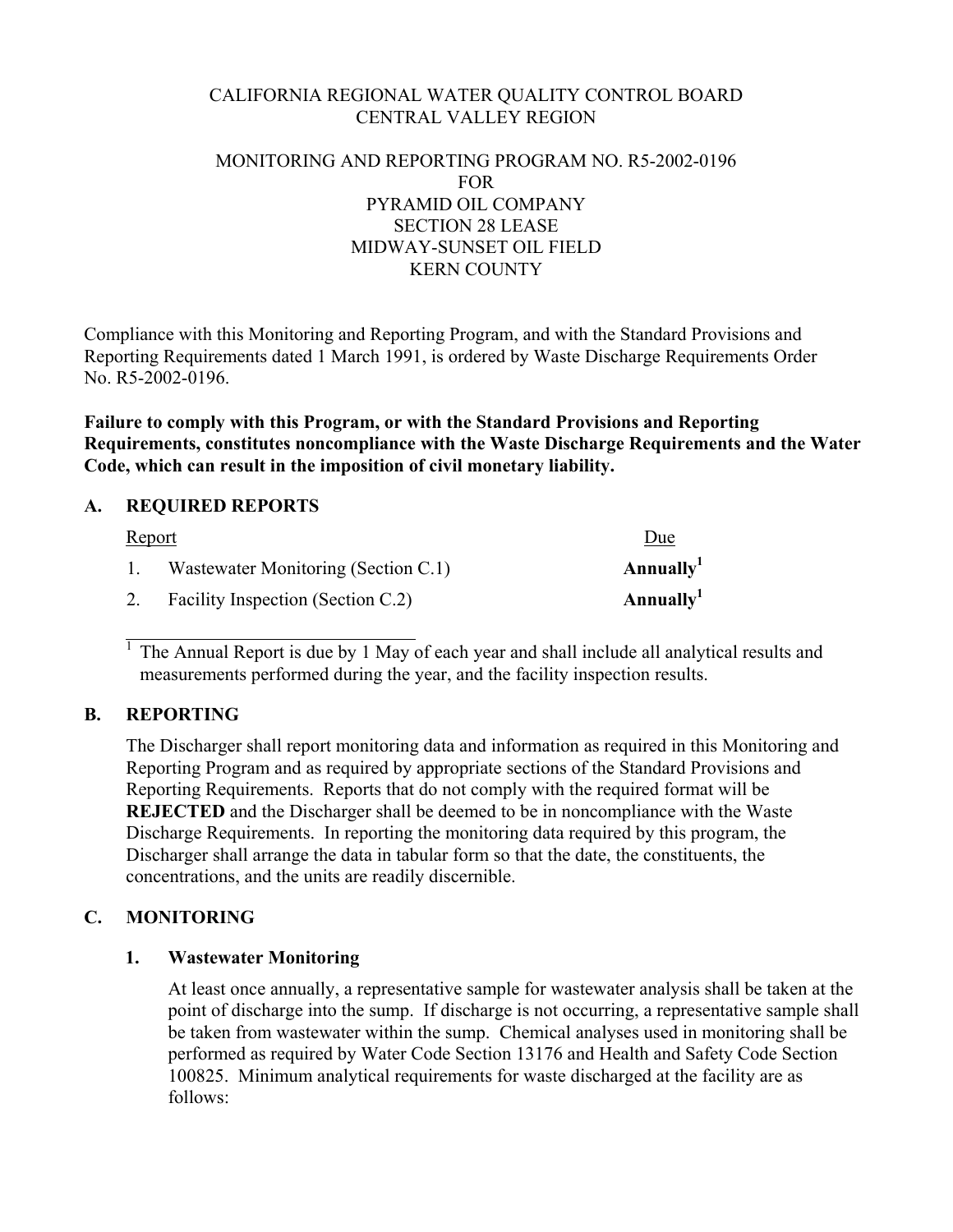CALIFORNIA REGIONAL WATER QUALITY CONTROL BOARD
CENTRAL VALLEY REGION

MONITORING AND REPORTING PROGRAM NO. R5-2002-0196
FOR
PYRAMID OIL COMPANY
SECTION 28 LEASE
MIDWAY-SUNSET OIL FIELD
KERN COUNTY

Compliance with this Monitoring and Reporting Program, and with the Standard Provisions and Reporting Requirements dated 1 March 1991, is ordered by Waste Discharge Requirements Order No. R5-2002-0196.

**Failure to comply with this Program, or with the Standard Provisions and Reporting Requirements, constitutes noncompliance with the Waste Discharge Requirements and the Water Code, which can result in the imposition of civil monetary liability.**

## A. REQUIRED REPORTS

| Report | Due |
|---|---|
| 1. Wastewater Monitoring (Section C.1) | **Annually**[1] |
| 2. Facility Inspection (Section C.2) | **Annually**[1] |

[1] The Annual Report is due by 1 May of each year and shall include all analytical results and measurements performed during the year, and the facility inspection results.

## B. REPORTING

The Discharger shall report monitoring data and information as required in this Monitoring and Reporting Program and as required by appropriate sections of the Standard Provisions and Reporting Requirements. Reports that do not comply with the required format will be **REJECTED** and the Discharger shall be deemed to be in noncompliance with the Waste Discharge Requirements. In reporting the monitoring data required by this program, the Discharger shall arrange the data in tabular form so that the date, the constituents, the concentrations, and the units are readily discernible.

## C. MONITORING

### 1. Wastewater Monitoring

At least once annually, a representative sample for wastewater analysis shall be taken at the point of discharge into the sump. If discharge is not occurring, a representative sample shall be taken from wastewater within the sump. Chemical analyses used in monitoring shall be performed as required by Water Code Section 13176 and Health and Safety Code Section 100825. Minimum analytical requirements for waste discharged at the facility are as follows: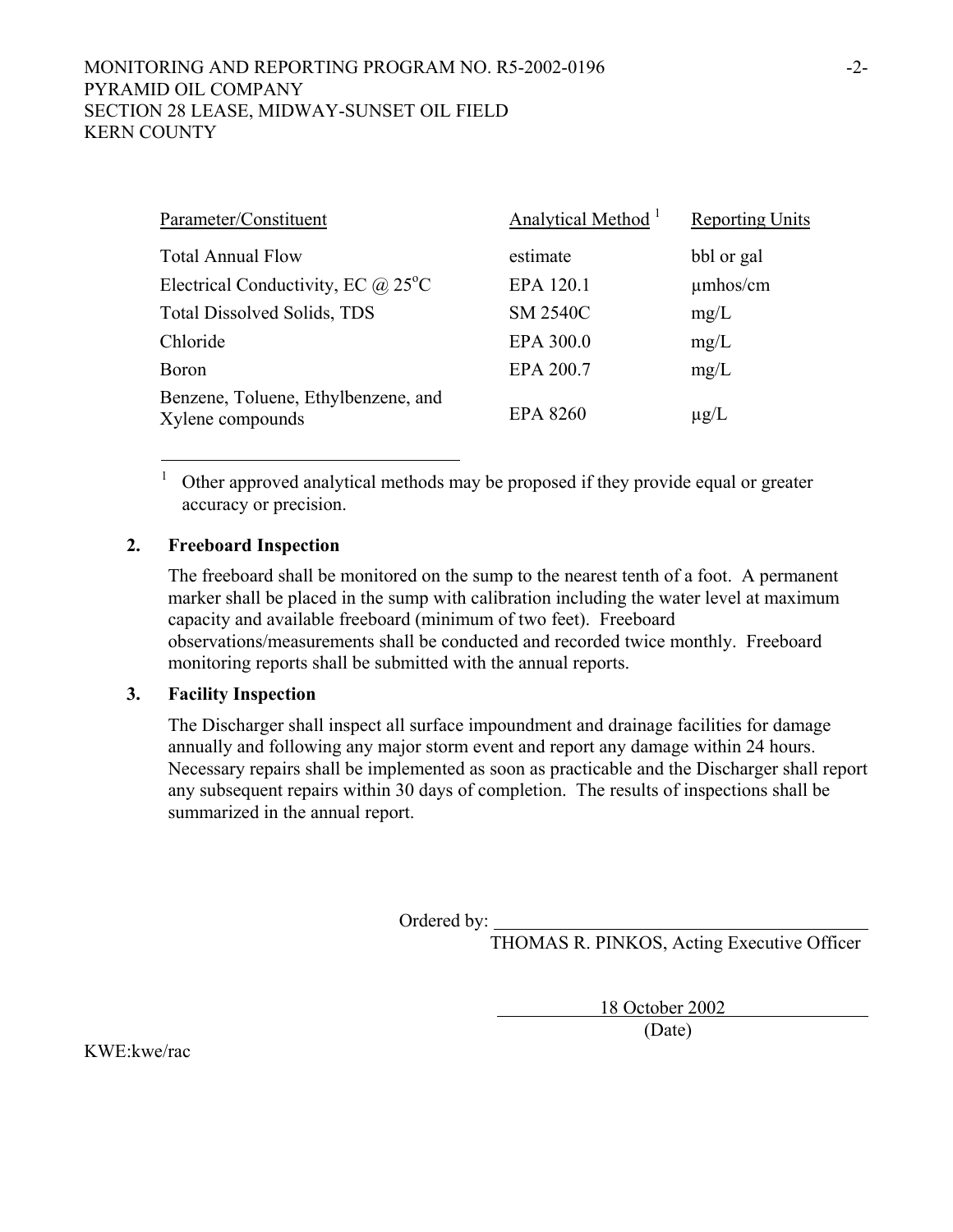| Parameter/Constituent | Analytical Method [1] | Reporting Units |
|---|---|---|
| Total Annual Flow | estimate | bbl or gal |
| Electrical Conductivity, EC @ 25°C | EPA 120.1 | μmhos/cm |
| Total Dissolved Solids, TDS | SM 2540C | mg/L |
| Chloride | EPA 300.0 | mg/L |
| Boron | EPA 200.7 | mg/L |
| Benzene, Toluene, Ethylbenzene, and Xylene compounds | EPA 8260 | μg/L |

[1] Other approved analytical methods may be proposed if they provide equal or greater accuracy or precision.

**2. Freeboard Inspection**

The freeboard shall be monitored on the sump to the nearest tenth of a foot. A permanent marker shall be placed in the sump with calibration including the water level at maximum capacity and available freeboard (minimum of two feet). Freeboard observations/measurements shall be conducted and recorded twice monthly. Freeboard monitoring reports shall be submitted with the annual reports.

**3. Facility Inspection**

The Discharger shall inspect all surface impoundment and drainage facilities for damage annually and following any major storm event and report any damage within 24 hours. Necessary repairs shall be implemented as soon as practicable and the Discharger shall report any subsequent repairs within 30 days of completion. The results of inspections shall be summarized in the annual report.

Ordered by: ______________________________

THOMAS R. PINKOS, Acting Executive Officer

18 October 2002

(Date)

KWE:kwe/rac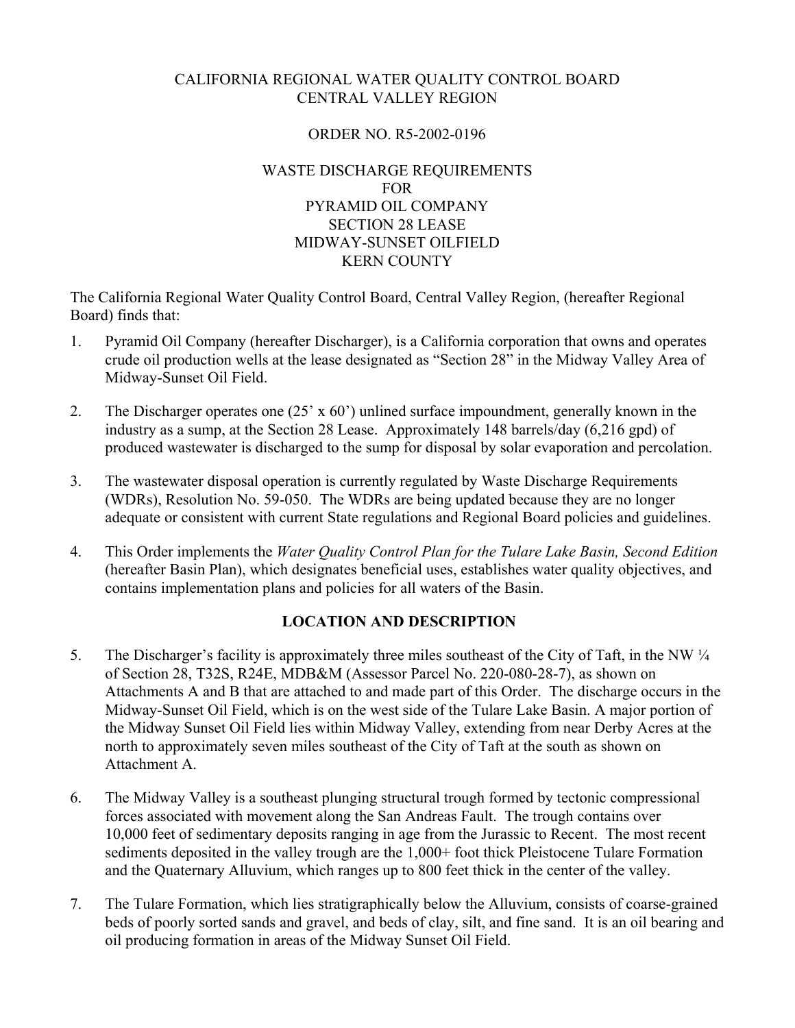CALIFORNIA REGIONAL WATER QUALITY CONTROL BOARD
CENTRAL VALLEY REGION

ORDER NO. R5-2002-0196

WASTE DISCHARGE REQUIREMENTS
FOR
PYRAMID OIL COMPANY
SECTION 28 LEASE
MIDWAY-SUNSET OILFIELD
KERN COUNTY

The California Regional Water Quality Control Board, Central Valley Region, (hereafter Regional Board) finds that:

1. Pyramid Oil Company (hereafter Discharger), is a California corporation that owns and operates crude oil production wells at the lease designated as "Section 28" in the Midway Valley Area of Midway-Sunset Oil Field.

2. The Discharger operates one (25' x 60') unlined surface impoundment, generally known in the industry as a sump, at the Section 28 Lease. Approximately 148 barrels/day (6,216 gpd) of produced wastewater is discharged to the sump for disposal by solar evaporation and percolation.

3. The wastewater disposal operation is currently regulated by Waste Discharge Requirements (WDRs), Resolution No. 59-050. The WDRs are being updated because they are no longer adequate or consistent with current State regulations and Regional Board policies and guidelines.

4. This Order implements the *Water Quality Control Plan for the Tulare Lake Basin, Second Edition* (hereafter Basin Plan), which designates beneficial uses, establishes water quality objectives, and contains implementation plans and policies for all waters of the Basin.

## LOCATION AND DESCRIPTION

5. The Discharger's facility is approximately three miles southeast of the City of Taft, in the NW ¼ of Section 28, T32S, R24E, MDB&M (Assessor Parcel No. 220-080-28-7), as shown on Attachments A and B that are attached to and made part of this Order. The discharge occurs in the Midway-Sunset Oil Field, which is on the west side of the Tulare Lake Basin. A major portion of the Midway Sunset Oil Field lies within Midway Valley, extending from near Derby Acres at the north to approximately seven miles southeast of the City of Taft at the south as shown on Attachment A.

6. The Midway Valley is a southeast plunging structural trough formed by tectonic compressional forces associated with movement along the San Andreas Fault. The trough contains over 10,000 feet of sedimentary deposits ranging in age from the Jurassic to Recent. The most recent sediments deposited in the valley trough are the 1,000+ foot thick Pleistocene Tulare Formation and the Quaternary Alluvium, which ranges up to 800 feet thick in the center of the valley.

7. The Tulare Formation, which lies stratigraphically below the Alluvium, consists of coarse-grained beds of poorly sorted sands and gravel, and beds of clay, silt, and fine sand. It is an oil bearing and oil producing formation in areas of the Midway Sunset Oil Field.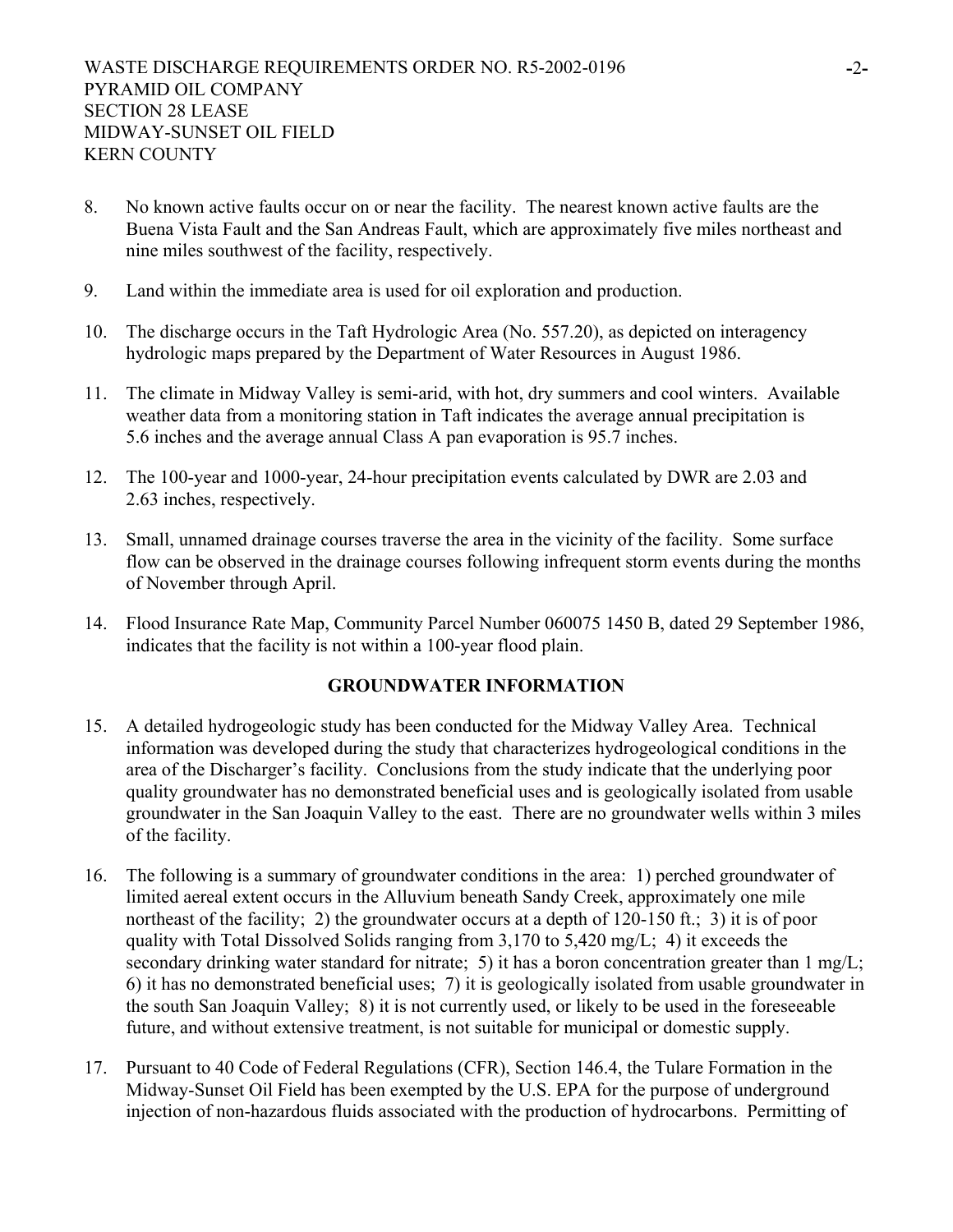8. No known active faults occur on or near the facility. The nearest known active faults are the Buena Vista Fault and the San Andreas Fault, which are approximately five miles northeast and nine miles southwest of the facility, respectively.

9. Land within the immediate area is used for oil exploration and production.

10. The discharge occurs in the Taft Hydrologic Area (No. 557.20), as depicted on interagency hydrologic maps prepared by the Department of Water Resources in August 1986.

11. The climate in Midway Valley is semi-arid, with hot, dry summers and cool winters. Available weather data from a monitoring station in Taft indicates the average annual precipitation is 5.6 inches and the average annual Class A pan evaporation is 95.7 inches.

12. The 100-year and 1000-year, 24-hour precipitation events calculated by DWR are 2.03 and 2.63 inches, respectively.

13. Small, unnamed drainage courses traverse the area in the vicinity of the facility. Some surface flow can be observed in the drainage courses following infrequent storm events during the months of November through April.

14. Flood Insurance Rate Map, Community Parcel Number 060075 1450 B, dated 29 September 1986, indicates that the facility is not within a 100-year flood plain.

## GROUNDWATER INFORMATION

15. A detailed hydrogeologic study has been conducted for the Midway Valley Area. Technical information was developed during the study that characterizes hydrogeological conditions in the area of the Discharger's facility. Conclusions from the study indicate that the underlying poor quality groundwater has no demonstrated beneficial uses and is geologically isolated from usable groundwater in the San Joaquin Valley to the east. There are no groundwater wells within 3 miles of the facility.

16. The following is a summary of groundwater conditions in the area: 1) perched groundwater of limited aereal extent occurs in the Alluvium beneath Sandy Creek, approximately one mile northeast of the facility; 2) the groundwater occurs at a depth of 120-150 ft.; 3) it is of poor quality with Total Dissolved Solids ranging from 3,170 to 5,420 mg/L; 4) it exceeds the secondary drinking water standard for nitrate; 5) it has a boron concentration greater than 1 mg/L; 6) it has no demonstrated beneficial uses; 7) it is geologically isolated from usable groundwater in the south San Joaquin Valley; 8) it is not currently used, or likely to be used in the foreseeable future, and without extensive treatment, is not suitable for municipal or domestic supply.

17. Pursuant to 40 Code of Federal Regulations (CFR), Section 146.4, the Tulare Formation in the Midway-Sunset Oil Field has been exempted by the U.S. EPA for the purpose of underground injection of non-hazardous fluids associated with the production of hydrocarbons. Permitting of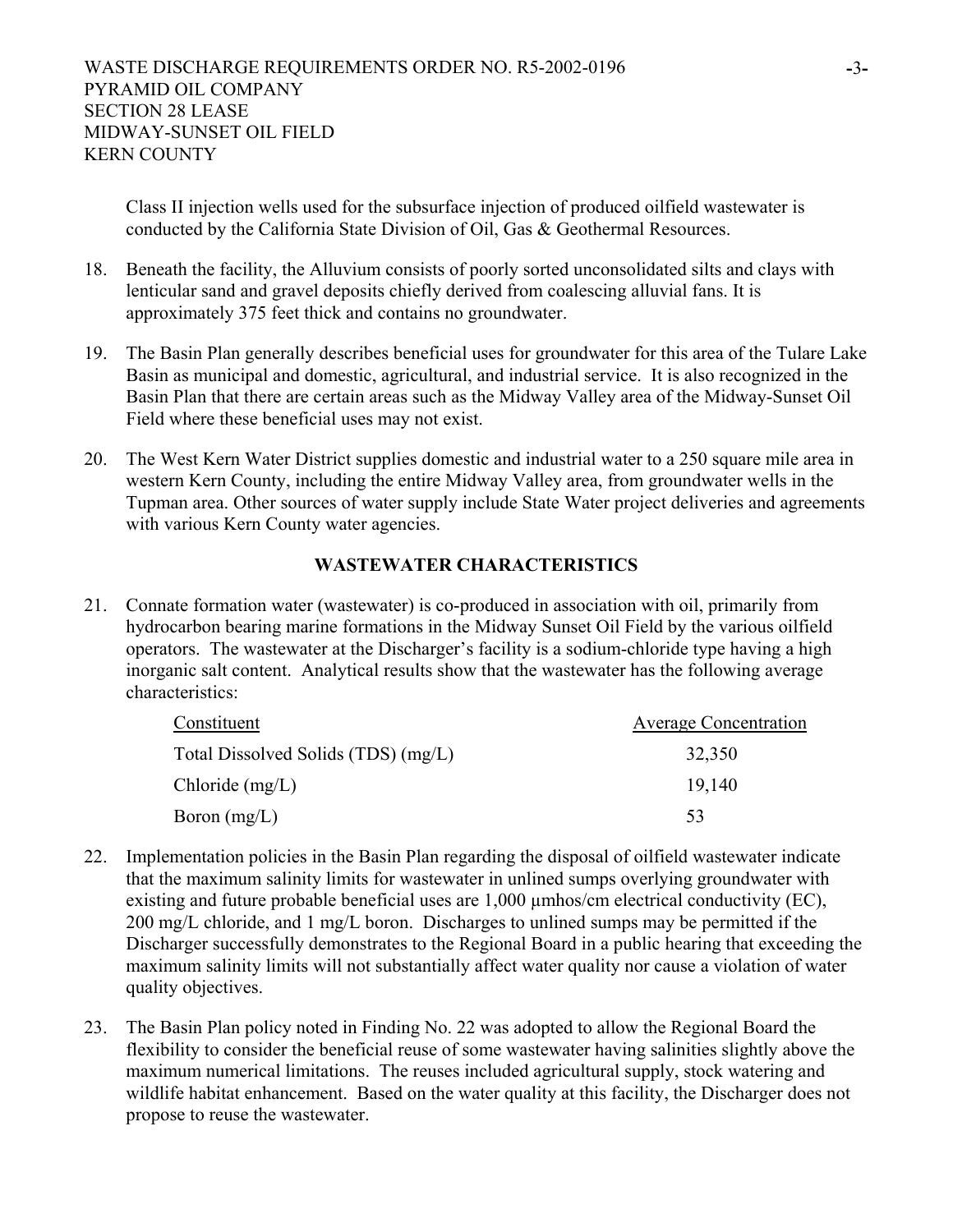Class II injection wells used for the subsurface injection of produced oilfield wastewater is conducted by the California State Division of Oil, Gas & Geothermal Resources.

18. Beneath the facility, the Alluvium consists of poorly sorted unconsolidated silts and clays with lenticular sand and gravel deposits chiefly derived from coalescing alluvial fans. It is approximately 375 feet thick and contains no groundwater.

19. The Basin Plan generally describes beneficial uses for groundwater for this area of the Tulare Lake Basin as municipal and domestic, agricultural, and industrial service. It is also recognized in the Basin Plan that there are certain areas such as the Midway Valley area of the Midway-Sunset Oil Field where these beneficial uses may not exist.

20. The West Kern Water District supplies domestic and industrial water to a 250 square mile area in western Kern County, including the entire Midway Valley area, from groundwater wells in the Tupman area. Other sources of water supply include State Water project deliveries and agreements with various Kern County water agencies.

## WASTEWATER CHARACTERISTICS

21. Connate formation water (wastewater) is co-produced in association with oil, primarily from hydrocarbon bearing marine formations in the Midway Sunset Oil Field by the various oilfield operators. The wastewater at the Discharger's facility is a sodium-chloride type having a high inorganic salt content. Analytical results show that the wastewater has the following average characteristics:

| Constituent | Average Concentration |
|---|---|
| Total Dissolved Solids (TDS) (mg/L) | 32,350 |
| Chloride (mg/L) | 19,140 |
| Boron (mg/L) | 53 |

22. Implementation policies in the Basin Plan regarding the disposal of oilfield wastewater indicate that the maximum salinity limits for wastewater in unlined sumps overlying groundwater with existing and future probable beneficial uses are 1,000 µmhos/cm electrical conductivity (EC), 200 mg/L chloride, and 1 mg/L boron. Discharges to unlined sumps may be permitted if the Discharger successfully demonstrates to the Regional Board in a public hearing that exceeding the maximum salinity limits will not substantially affect water quality nor cause a violation of water quality objectives.

23. The Basin Plan policy noted in Finding No. 22 was adopted to allow the Regional Board the flexibility to consider the beneficial reuse of some wastewater having salinities slightly above the maximum numerical limitations. The reuses included agricultural supply, stock watering and wildlife habitat enhancement. Based on the water quality at this facility, the Discharger does not propose to reuse the wastewater.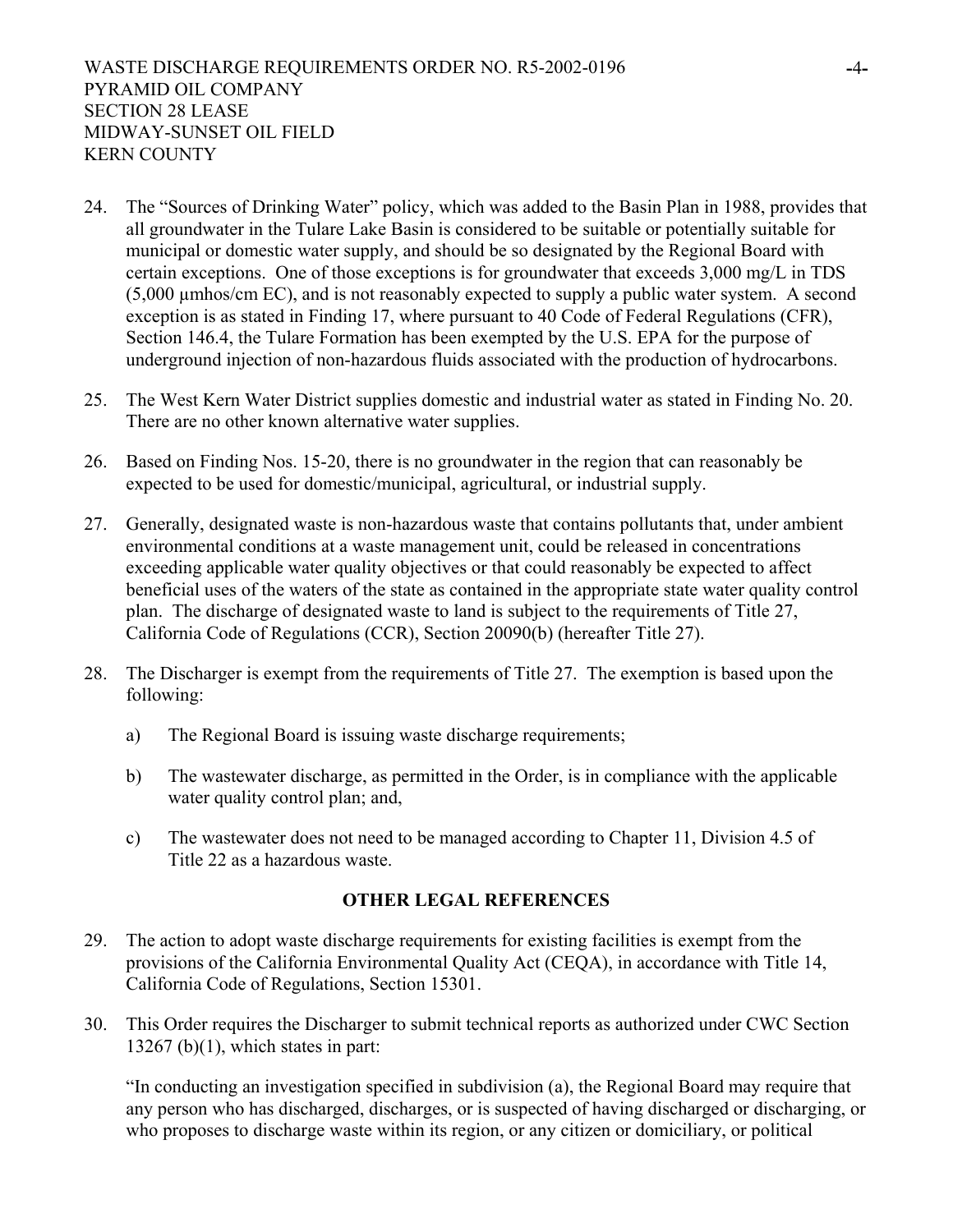24. The "Sources of Drinking Water" policy, which was added to the Basin Plan in 1988, provides that all groundwater in the Tulare Lake Basin is considered to be suitable or potentially suitable for municipal or domestic water supply, and should be so designated by the Regional Board with certain exceptions. One of those exceptions is for groundwater that exceeds 3,000 mg/L in TDS (5,000 μmhos/cm EC), and is not reasonably expected to supply a public water system. A second exception is as stated in Finding 17, where pursuant to 40 Code of Federal Regulations (CFR), Section 146.4, the Tulare Formation has been exempted by the U.S. EPA for the purpose of underground injection of non-hazardous fluids associated with the production of hydrocarbons.

25. The West Kern Water District supplies domestic and industrial water as stated in Finding No. 20. There are no other known alternative water supplies.

26. Based on Finding Nos. 15-20, there is no groundwater in the region that can reasonably be expected to be used for domestic/municipal, agricultural, or industrial supply.

27. Generally, designated waste is non-hazardous waste that contains pollutants that, under ambient environmental conditions at a waste management unit, could be released in concentrations exceeding applicable water quality objectives or that could reasonably be expected to affect beneficial uses of the waters of the state as contained in the appropriate state water quality control plan. The discharge of designated waste to land is subject to the requirements of Title 27, California Code of Regulations (CCR), Section 20090(b) (hereafter Title 27).

28. The Discharger is exempt from the requirements of Title 27. The exemption is based upon the following:

    a) The Regional Board is issuing waste discharge requirements;

    b) The wastewater discharge, as permitted in the Order, is in compliance with the applicable water quality control plan; and,

    c) The wastewater does not need to be managed according to Chapter 11, Division 4.5 of Title 22 as a hazardous waste.

**OTHER LEGAL REFERENCES**

29. The action to adopt waste discharge requirements for existing facilities is exempt from the provisions of the California Environmental Quality Act (CEQA), in accordance with Title 14, California Code of Regulations, Section 15301.

30. This Order requires the Discharger to submit technical reports as authorized under CWC Section 13267 (b)(1), which states in part:

    "In conducting an investigation specified in subdivision (a), the Regional Board may require that any person who has discharged, discharges, or is suspected of having discharged or discharging, or who proposes to discharge waste within its region, or any citizen or domiciliary, or political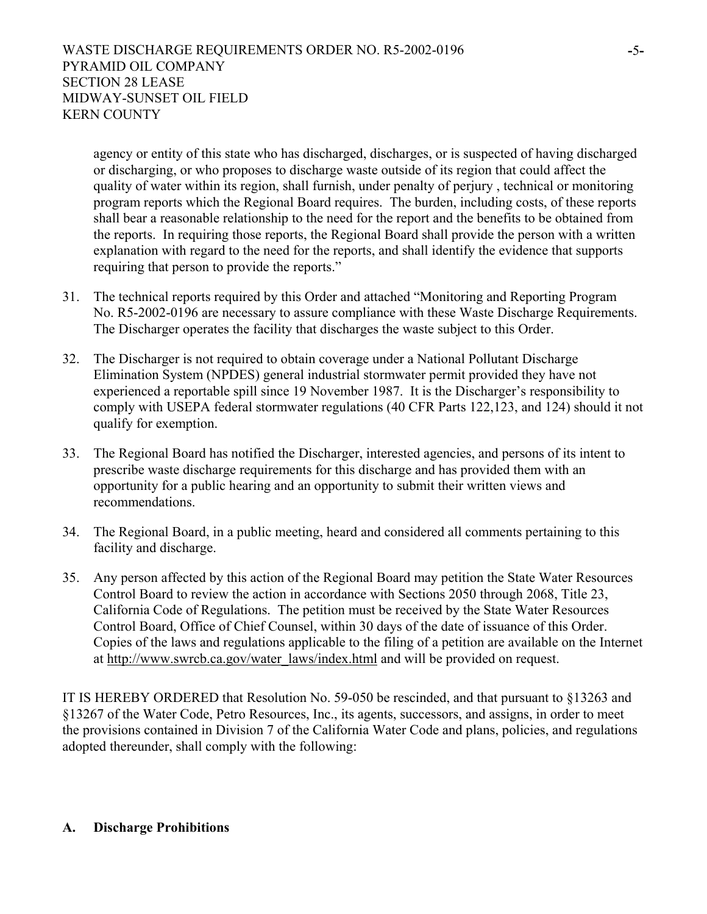agency or entity of this state who has discharged, discharges, or is suspected of having discharged or discharging, or who proposes to discharge waste outside of its region that could affect the quality of water within its region, shall furnish, under penalty of perjury , technical or monitoring program reports which the Regional Board requires. The burden, including costs, of these reports shall bear a reasonable relationship to the need for the report and the benefits to be obtained from the reports. In requiring those reports, the Regional Board shall provide the person with a written explanation with regard to the need for the reports, and shall identify the evidence that supports requiring that person to provide the reports."

31. The technical reports required by this Order and attached "Monitoring and Reporting Program No. R5-2002-0196 are necessary to assure compliance with these Waste Discharge Requirements. The Discharger operates the facility that discharges the waste subject to this Order.

32. The Discharger is not required to obtain coverage under a National Pollutant Discharge Elimination System (NPDES) general industrial stormwater permit provided they have not experienced a reportable spill since 19 November 1987. It is the Discharger's responsibility to comply with USEPA federal stormwater regulations (40 CFR Parts 122,123, and 124) should it not qualify for exemption.

33. The Regional Board has notified the Discharger, interested agencies, and persons of its intent to prescribe waste discharge requirements for this discharge and has provided them with an opportunity for a public hearing and an opportunity to submit their written views and recommendations.

34. The Regional Board, in a public meeting, heard and considered all comments pertaining to this facility and discharge.

35. Any person affected by this action of the Regional Board may petition the State Water Resources Control Board to review the action in accordance with Sections 2050 through 2068, Title 23, California Code of Regulations. The petition must be received by the State Water Resources Control Board, Office of Chief Counsel, within 30 days of the date of issuance of this Order. Copies of the laws and regulations applicable to the filing of a petition are available on the Internet at http://www.swrcb.ca.gov/water_laws/index.html and will be provided on request.

IT IS HEREBY ORDERED that Resolution No. 59-050 be rescinded, and that pursuant to §13263 and §13267 of the Water Code, Petro Resources, Inc., its agents, successors, and assigns, in order to meet the provisions contained in Division 7 of the California Water Code and plans, policies, and regulations adopted thereunder, shall comply with the following:

## A. Discharge Prohibitions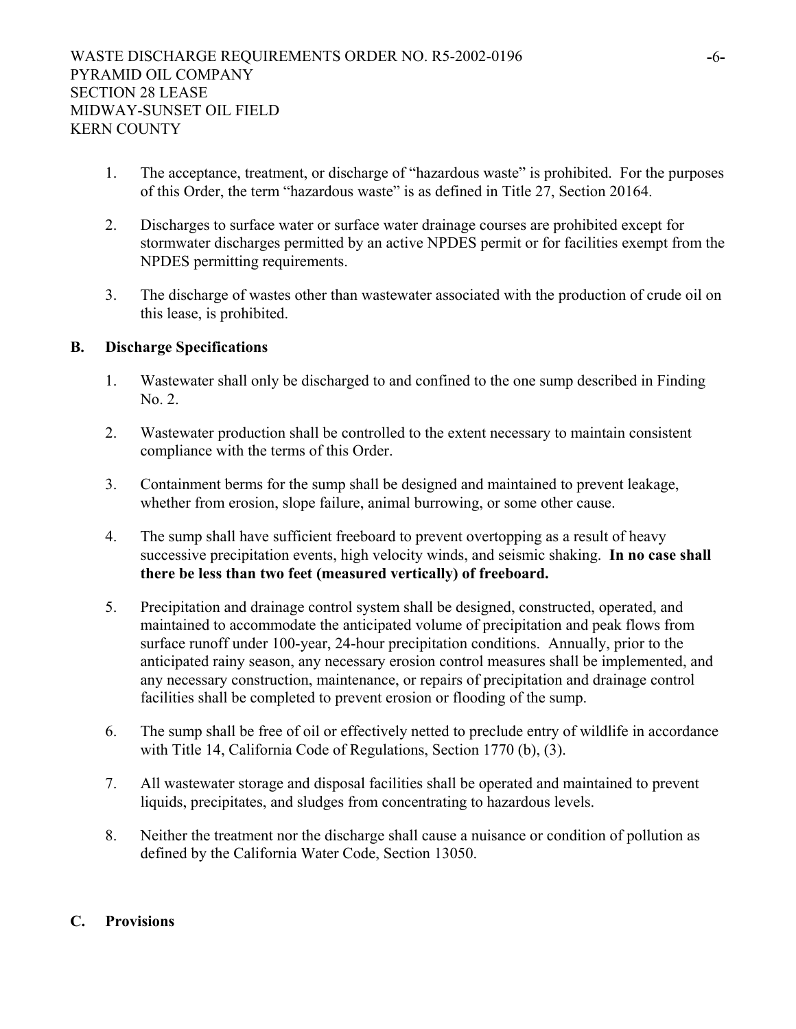1. The acceptance, treatment, or discharge of "hazardous waste" is prohibited. For the purposes of this Order, the term "hazardous waste" is as defined in Title 27, Section 20164.

2. Discharges to surface water or surface water drainage courses are prohibited except for stormwater discharges permitted by an active NPDES permit or for facilities exempt from the NPDES permitting requirements.

3. The discharge of wastes other than wastewater associated with the production of crude oil on this lease, is prohibited.

## B. Discharge Specifications

1. Wastewater shall only be discharged to and confined to the one sump described in Finding No. 2.

2. Wastewater production shall be controlled to the extent necessary to maintain consistent compliance with the terms of this Order.

3. Containment berms for the sump shall be designed and maintained to prevent leakage, whether from erosion, slope failure, animal burrowing, or some other cause.

4. The sump shall have sufficient freeboard to prevent overtopping as a result of heavy successive precipitation events, high velocity winds, and seismic shaking. **In no case shall there be less than two feet (measured vertically) of freeboard.**

5. Precipitation and drainage control system shall be designed, constructed, operated, and maintained to accommodate the anticipated volume of precipitation and peak flows from surface runoff under 100-year, 24-hour precipitation conditions. Annually, prior to the anticipated rainy season, any necessary erosion control measures shall be implemented, and any necessary construction, maintenance, or repairs of precipitation and drainage control facilities shall be completed to prevent erosion or flooding of the sump.

6. The sump shall be free of oil or effectively netted to preclude entry of wildlife in accordance with Title 14, California Code of Regulations, Section 1770 (b), (3).

7. All wastewater storage and disposal facilities shall be operated and maintained to prevent liquids, precipitates, and sludges from concentrating to hazardous levels.

8. Neither the treatment nor the discharge shall cause a nuisance or condition of pollution as defined by the California Water Code, Section 13050.

## C. Provisions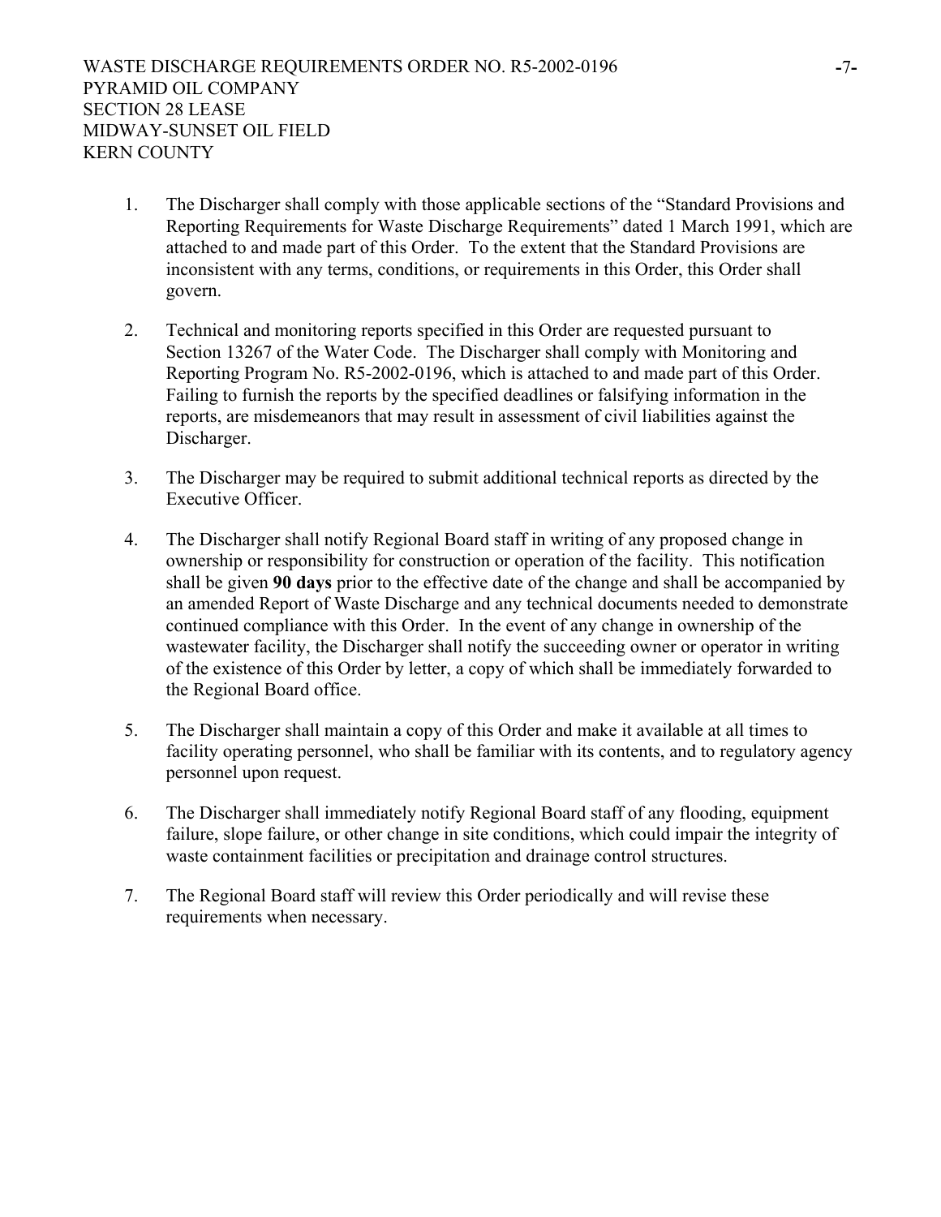1. The Discharger shall comply with those applicable sections of the "Standard Provisions and Reporting Requirements for Waste Discharge Requirements" dated 1 March 1991, which are attached to and made part of this Order. To the extent that the Standard Provisions are inconsistent with any terms, conditions, or requirements in this Order, this Order shall govern.

2. Technical and monitoring reports specified in this Order are requested pursuant to Section 13267 of the Water Code. The Discharger shall comply with Monitoring and Reporting Program No. R5-2002-0196, which is attached to and made part of this Order. Failing to furnish the reports by the specified deadlines or falsifying information in the reports, are misdemeanors that may result in assessment of civil liabilities against the Discharger.

3. The Discharger may be required to submit additional technical reports as directed by the Executive Officer.

4. The Discharger shall notify Regional Board staff in writing of any proposed change in ownership or responsibility for construction or operation of the facility. This notification shall be given **90 days** prior to the effective date of the change and shall be accompanied by an amended Report of Waste Discharge and any technical documents needed to demonstrate continued compliance with this Order. In the event of any change in ownership of the wastewater facility, the Discharger shall notify the succeeding owner or operator in writing of the existence of this Order by letter, a copy of which shall be immediately forwarded to the Regional Board office.

5. The Discharger shall maintain a copy of this Order and make it available at all times to facility operating personnel, who shall be familiar with its contents, and to regulatory agency personnel upon request.

6. The Discharger shall immediately notify Regional Board staff of any flooding, equipment failure, slope failure, or other change in site conditions, which could impair the integrity of waste containment facilities or precipitation and drainage control structures.

7. The Regional Board staff will review this Order periodically and will revise these requirements when necessary.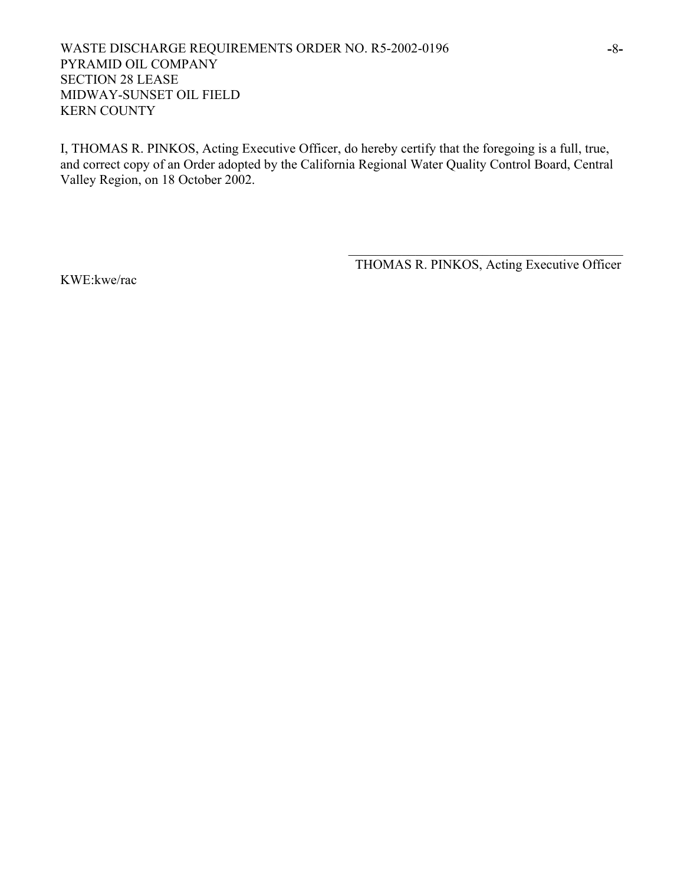I, THOMAS R. PINKOS, Acting Executive Officer, do hereby certify that the foregoing is a full, true, and correct copy of an Order adopted by the California Regional Water Quality Control Board, Central Valley Region, on 18 October 2002.

\_\_\_\_\_\_\_\_\_\_\_\_\_\_\_\_\_\_\_\_\_\_\_\_\_\_\_\_\_\_\_\_\_\_\_\_\_\_\_\_

THOMAS R. PINKOS, Acting Executive Officer

KWE:kwe/rac